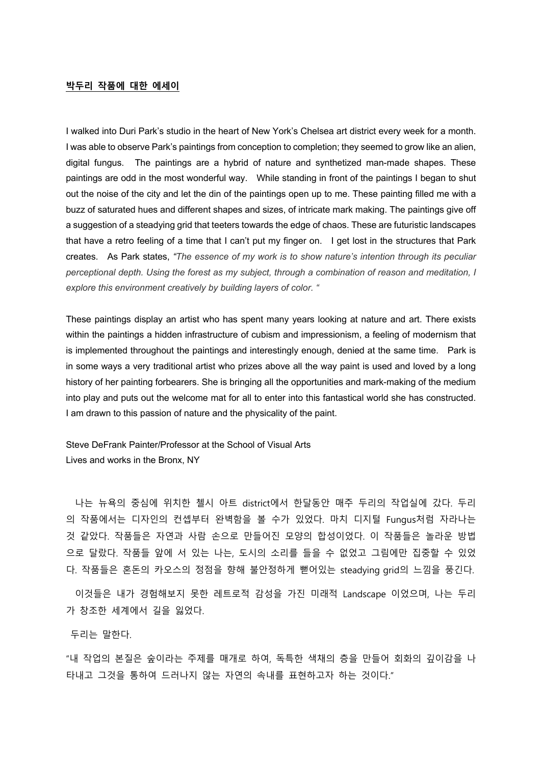**<u>박두리 작품에 대한 에세이</u>**

I walked into Duri Park's studio in the heart of New York's Chelsea art district every week for a month. I was able to observe Park's paintings from conception to completion; they seemed to grow like an alien, digital fungus. The paintings are a hybrid of nature and synthetized man-made shapes. These paintings are odd in the most wonderful way. While standing in front of the paintings I began to shut out the noise of the city and let the din of the paintings open up to me. These painting filled me with a buzz of saturated hues and different shapes and sizes, of intricate mark making. The paintings give off a suggestion of a steadying grid that teeters towards the edge of chaos. These are futuristic landscapes that have a retro feeling of a time that I can't put my finger on. I get lost in the structures that Park creates. As Park states, *"The essence of my work is to show nature's intention through its peculiar perceptional depth. Using the forest as my subject, through a combination of reason and meditation, I explore this environment creatively by building layers of color. "*

These paintings display an artist who has spent many years looking at nature and art. There exists within the paintings a hidden infrastructure of cubism and impressionism, a feeling of modernism that is implemented throughout the paintings and interestingly enough, denied at the same time. Park is in some ways a very traditional artist who prizes above all the way paint is used and loved by a long history of her painting forbearers. She is bringing all the opportunities and mark-making of the medium into play and puts out the welcome mat for all to enter into this fantastical world she has constructed. I am drawn to this passion of nature and the physicality of the paint.

Steve DeFrank Painter/Professor at the School of Visual Arts
Lives and works in the Bronx, NY

나는 뉴욕의 중심에 위치한 첼시 아트 district에서 한달동안 매주 두리의 작업실에 갔다. 두리의 작품에서는 디자인의 컨셉부터 완벽함을 볼 수가 있었다. 마치 디지털 Fungus처럼 자라나는 것 같았다. 작품들은 자연과 사람 손으로 만들어진 모양의 합성이였다. 이 작품들은 놀라운 방법으로 달랐다. 작품들 앞에 서 있는 나는, 도시의 소리를 들을 수 없었고 그림에만 집중할 수 있었다. 작품들은 혼돈의 카오스의 정점을 향해 불안정하게 뻗어있는 steadying grid의 느낌을 풍긴다.

이것들은 내가 경험해보지 못한 레트로적 감성을 가진 미래적 Landscape 이었으며, 나는 두리가 창조한 세계에서 길을 잃었다.

두리는 말한다.

"내 작업의 본질은 숲이라는 주제를 매개로 하여, 독특한 색채의 층을 만들어 회화의 깊이감을 나타내고 그것을 통하여 드러나지 않는 자연의 속내를 표현하고자 하는 것이다."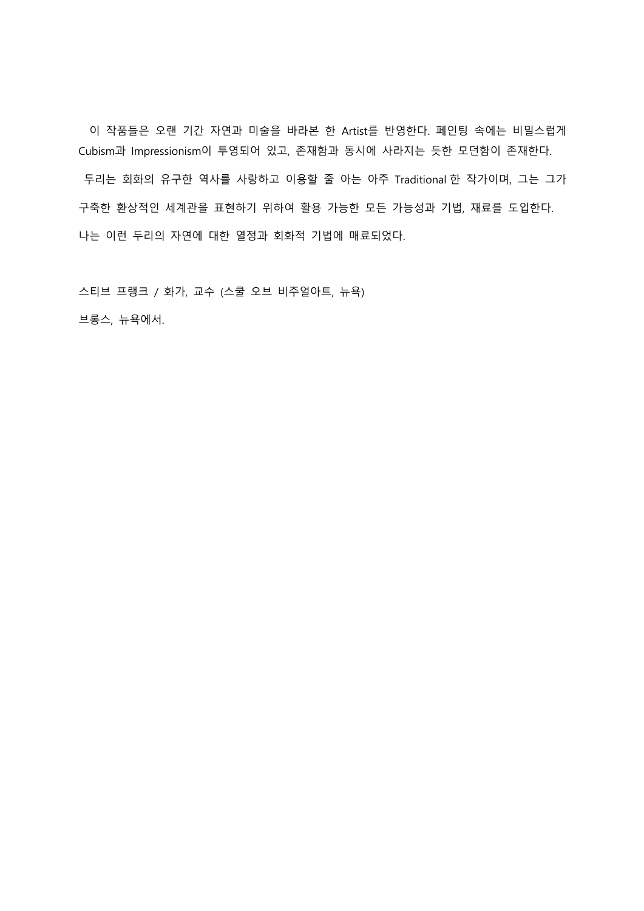이 작품들은 오랜 기간 자연과 미술을 바라본 한 Artist를 반영한다. 페인팅 속에는 비밀스럽게 Cubism과 Impressionism이 투영되어 있고, 존재함과 동시에 사라지는 듯한 모던함이 존재한다.

두리는 회화의 유구한 역사를 사랑하고 이용할 줄 아는 아주 Traditional 한 작가이며, 그는 그가 구축한 환상적인 세계관을 표현하기 위하여 활용 가능한 모든 가능성과 기법, 재료를 도입한다. 나는 이런 두리의 자연에 대한 열정과 회화적 기법에 매료되었다.

스티브 프랭크 / 화가, 교수 (스쿨 오브 비주얼아트, 뉴욕)

브롱스, 뉴욕에서.